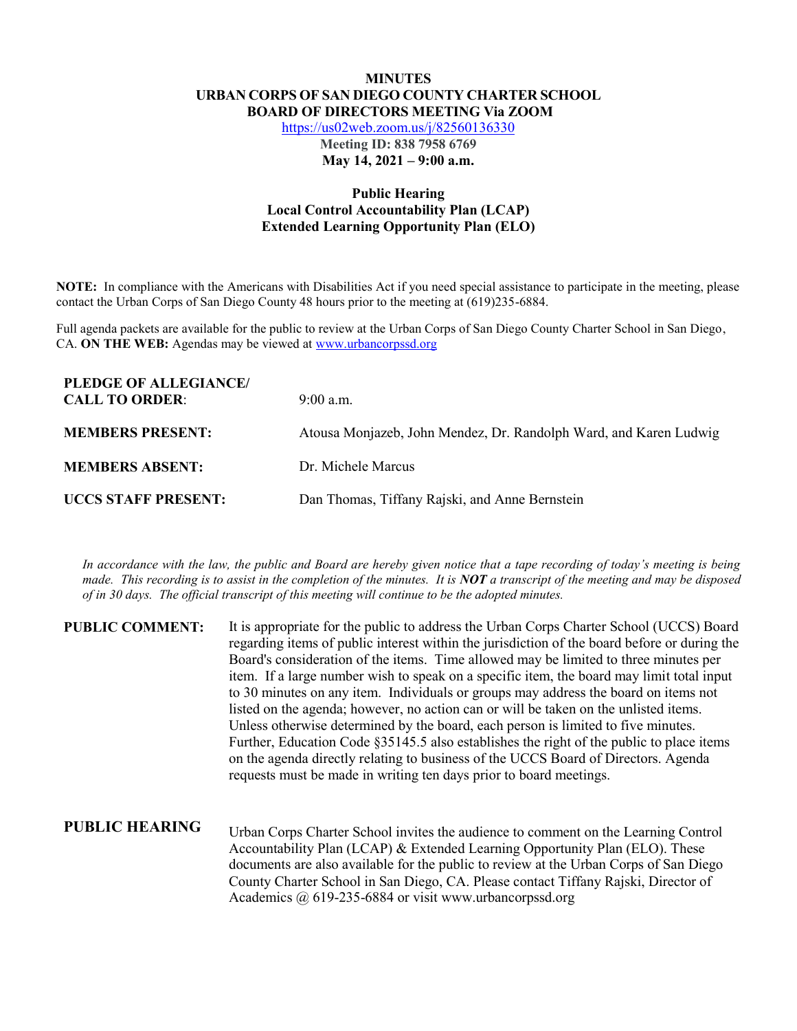# MINUTES
# URBAN CORPS OF SAN DIEGO COUNTY CHARTER SCHOOL
# BOARD OF DIRECTORS MEETING Via ZOOM

https://us02web.zoom.us/j/82560136330

**Meeting ID: 838 7958 6769**

**May 14, 2021 – 9:00 a.m.**

## Public Hearing
## Local Control Accountability Plan (LCAP)
## Extended Learning Opportunity Plan (ELO)

**NOTE:** In compliance with the Americans with Disabilities Act if you need special assistance to participate in the meeting, please contact the Urban Corps of San Diego County 48 hours prior to the meeting at (619)235-6884.

Full agenda packets are available for the public to review at the Urban Corps of San Diego County Charter School in San Diego, CA. **ON THE WEB:** Agendas may be viewed at www.urbancorpssd.org

**PLEDGE OF ALLEGIANCE/ CALL TO ORDER:** 9:00 a.m.

**MEMBERS PRESENT:** Atousa Monjazeb, John Mendez, Dr. Randolph Ward, and Karen Ludwig

**MEMBERS ABSENT:** Dr. Michele Marcus

**UCCS STAFF PRESENT:** Dan Thomas, Tiffany Rajski, and Anne Bernstein

*In accordance with the law, the public and Board are hereby given notice that a tape recording of today's meeting is being made. This recording is to assist in the completion of the minutes. It is **NOT** a transcript of the meeting and may be disposed of in 30 days. The official transcript of this meeting will continue to be the adopted minutes.*

**PUBLIC COMMENT:** It is appropriate for the public to address the Urban Corps Charter School (UCCS) Board regarding items of public interest within the jurisdiction of the board before or during the Board's consideration of the items. Time allowed may be limited to three minutes per item. If a large number wish to speak on a specific item, the board may limit total input to 30 minutes on any item. Individuals or groups may address the board on items not listed on the agenda; however, no action can or will be taken on the unlisted items. Unless otherwise determined by the board, each person is limited to five minutes. Further, Education Code §35145.5 also establishes the right of the public to place items on the agenda directly relating to business of the UCCS Board of Directors. Agenda requests must be made in writing ten days prior to board meetings.

**PUBLIC HEARING** Urban Corps Charter School invites the audience to comment on the Learning Control Accountability Plan (LCAP) & Extended Learning Opportunity Plan (ELO). These documents are also available for the public to review at the Urban Corps of San Diego County Charter School in San Diego, CA. Please contact Tiffany Rajski, Director of Academics @ 619-235-6884 or visit www.urbancorpssd.org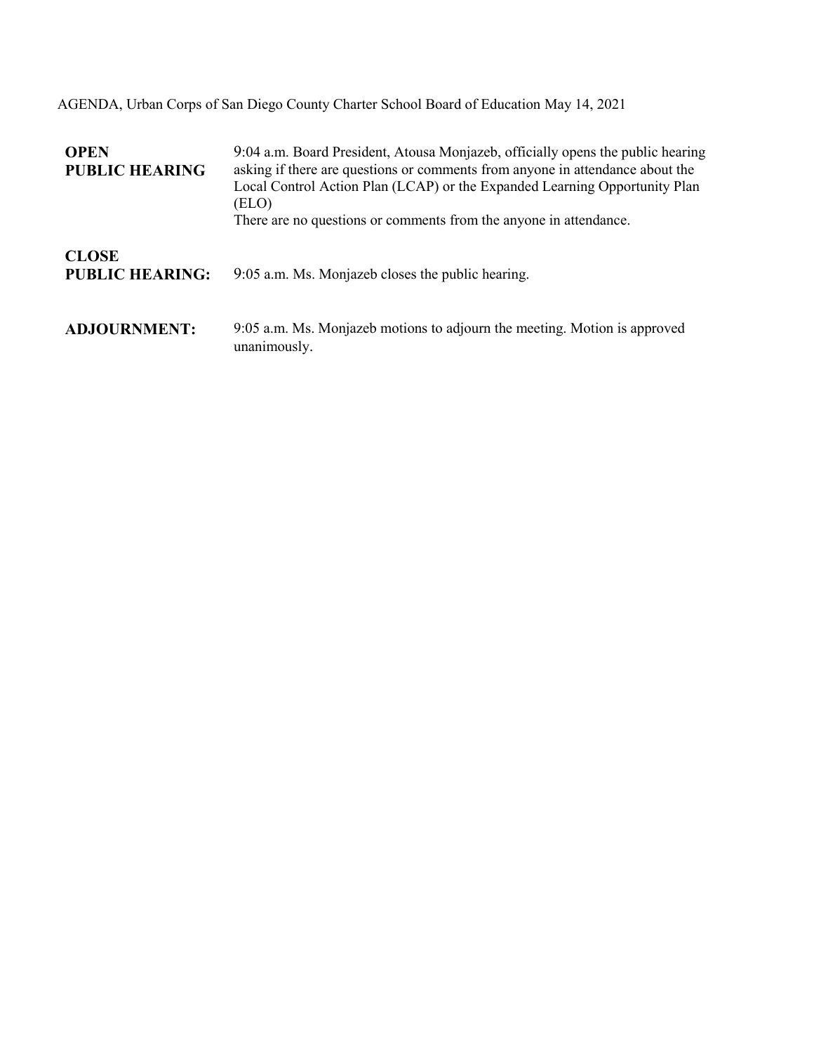AGENDA, Urban Corps of San Diego County Charter School Board of Education May 14, 2021

| | |
|---|---|
| **OPEN PUBLIC HEARING** | 9:04 a.m. Board President, Atousa Monjazeb, officially opens the public hearing asking if there are questions or comments from anyone in attendance about the Local Control Action Plan (LCAP) or the Expanded Learning Opportunity Plan (ELO)<br>There are no questions or comments from the anyone in attendance. |
| **CLOSE PUBLIC HEARING:** | 9:05 a.m. Ms. Monjazeb closes the public hearing. |
| **ADJOURNMENT:** | 9:05 a.m. Ms. Monjazeb motions to adjourn the meeting. Motion is approved unanimously. |